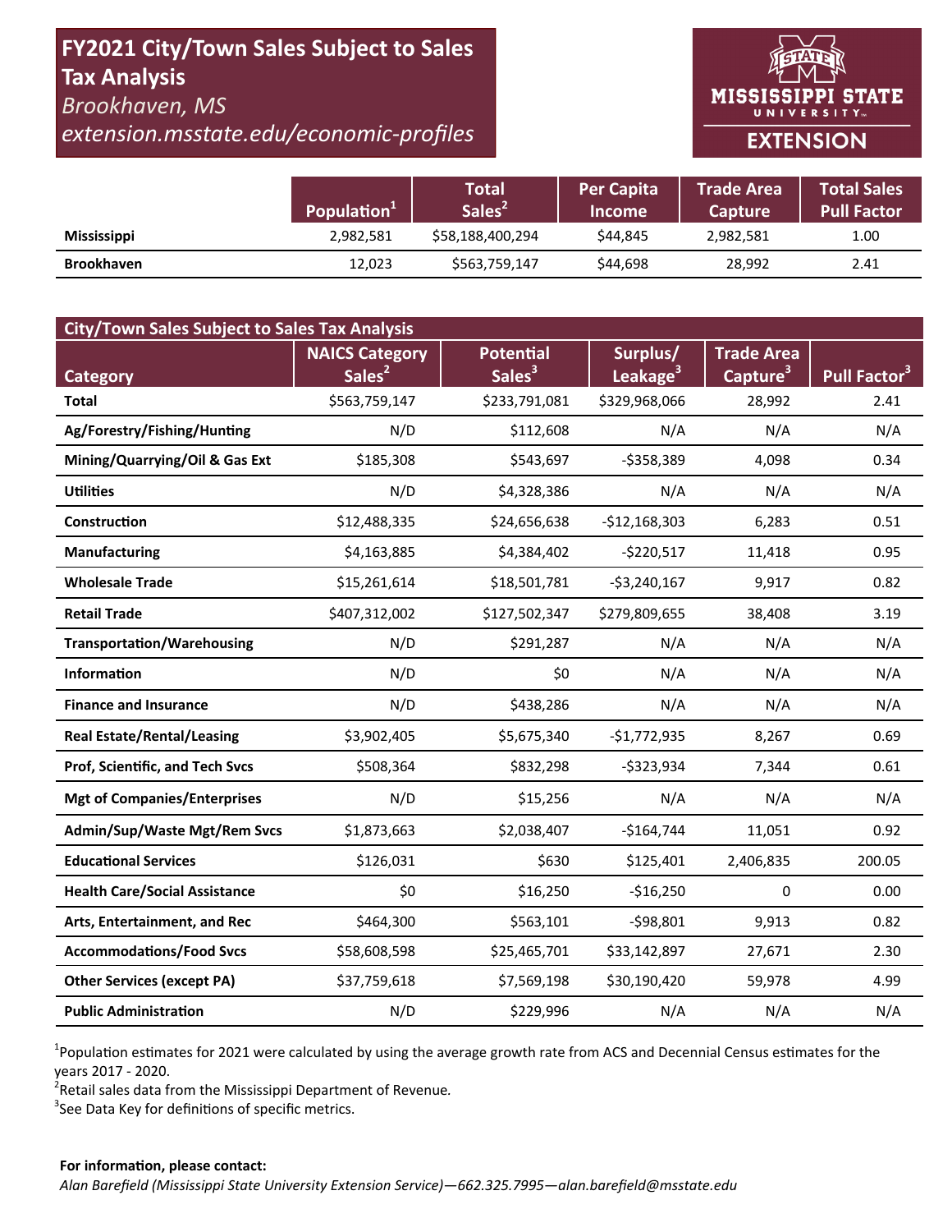# FY2021 City/Town Sales Subject to Sales Tax Analysis

*Brookhaven, MS*

*extension.msstate.edu/economic-profiles*

MISSISSIPPI STATE UNIVERSITY EXTENSION

| | Population[1] | Total Sales[2] | Per Capita Income | Trade Area Capture | Total Sales Pull Factor |
|---|---|---|---|---|---|
| **Mississippi** | 2,982,581 | $58,188,400,294 | $44,845 | 2,982,581 | 1.00 |
| **Brookhaven** | 12,023 | $563,759,147 | $44,698 | 28,992 | 2.41 |

**City/Town Sales Subject to Sales Tax Analysis**

| Category | NAICS Category Sales[2] | Potential Sales[3] | Surplus/ Leakage[3] | Trade Area Capture[3] | Pull Factor[3] |
|---|---|---|---|---|---|
| **Total** | $563,759,147 | $233,791,081 | $329,968,066 | 28,992 | 2.41 |
| **Ag/Forestry/Fishing/Hunting** | N/D | $112,608 | N/A | N/A | N/A |
| **Mining/Quarrying/Oil & Gas Ext** | $185,308 | $543,697 | -$358,389 | 4,098 | 0.34 |
| **Utilities** | N/D | $4,328,386 | N/A | N/A | N/A |
| **Construction** | $12,488,335 | $24,656,638 | -$12,168,303 | 6,283 | 0.51 |
| **Manufacturing** | $4,163,885 | $4,384,402 | -$220,517 | 11,418 | 0.95 |
| **Wholesale Trade** | $15,261,614 | $18,501,781 | -$3,240,167 | 9,917 | 0.82 |
| **Retail Trade** | $407,312,002 | $127,502,347 | $279,809,655 | 38,408 | 3.19 |
| **Transportation/Warehousing** | N/D | $291,287 | N/A | N/A | N/A |
| **Information** | N/D | $0 | N/A | N/A | N/A |
| **Finance and Insurance** | N/D | $438,286 | N/A | N/A | N/A |
| **Real Estate/Rental/Leasing** | $3,902,405 | $5,675,340 | -$1,772,935 | 8,267 | 0.69 |
| **Prof, Scientific, and Tech Svcs** | $508,364 | $832,298 | -$323,934 | 7,344 | 0.61 |
| **Mgt of Companies/Enterprises** | N/D | $15,256 | N/A | N/A | N/A |
| **Admin/Sup/Waste Mgt/Rem Svcs** | $1,873,663 | $2,038,407 | -$164,744 | 11,051 | 0.92 |
| **Educational Services** | $126,031 | $630 | $125,401 | 2,406,835 | 200.05 |
| **Health Care/Social Assistance** | $0 | $16,250 | -$16,250 | 0 | 0.00 |
| **Arts, Entertainment, and Rec** | $464,300 | $563,101 | -$98,801 | 9,913 | 0.82 |
| **Accommodations/Food Svcs** | $58,608,598 | $25,465,701 | $33,142,897 | 27,671 | 2.30 |
| **Other Services (except PA)** | $37,759,618 | $7,569,198 | $30,190,420 | 59,978 | 4.99 |
| **Public Administration** | N/D | $229,996 | N/A | N/A | N/A |

[1]Population estimates for 2021 were calculated by using the average growth rate from ACS and Decennial Census estimates for the years 2017 - 2020.
[2]Retail sales data from the Mississippi Department of Revenue.
[3]See Data Key for definitions of specific metrics.

**For information, please contact:**

*Alan Barefield (Mississippi State University Extension Service)—662.325.7995—alan.barefield@msstate.edu*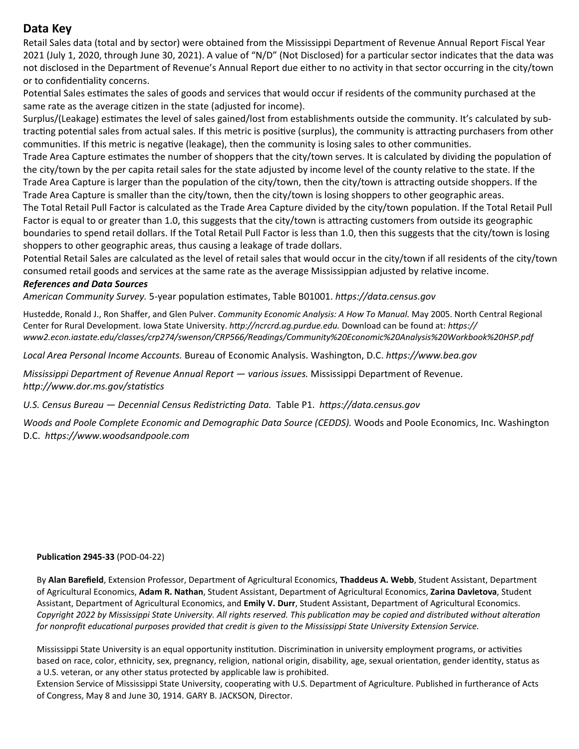## Data Key

Retail Sales data (total and by sector) were obtained from the Mississippi Department of Revenue Annual Report Fiscal Year 2021 (July 1, 2020, through June 30, 2021). A value of "N/D" (Not Disclosed) for a particular sector indicates that the data was not disclosed in the Department of Revenue's Annual Report due either to no activity in that sector occurring in the city/town or to confidentiality concerns.

Potential Sales estimates the sales of goods and services that would occur if residents of the community purchased at the same rate as the average citizen in the state (adjusted for income).

Surplus/(Leakage) estimates the level of sales gained/lost from establishments outside the community. It's calculated by subtracting potential sales from actual sales. If this metric is positive (surplus), the community is attracting purchasers from other communities. If this metric is negative (leakage), then the community is losing sales to other communities.

Trade Area Capture estimates the number of shoppers that the city/town serves. It is calculated by dividing the population of the city/town by the per capita retail sales for the state adjusted by income level of the county relative to the state. If the Trade Area Capture is larger than the population of the city/town, then the city/town is attracting outside shoppers. If the Trade Area Capture is smaller than the city/town, then the city/town is losing shoppers to other geographic areas.

The Total Retail Pull Factor is calculated as the Trade Area Capture divided by the city/town population. If the Total Retail Pull Factor is equal to or greater than 1.0, this suggests that the city/town is attracting customers from outside its geographic boundaries to spend retail dollars. If the Total Retail Pull Factor is less than 1.0, then this suggests that the city/town is losing shoppers to other geographic areas, thus causing a leakage of trade dollars.

Potential Retail Sales are calculated as the level of retail sales that would occur in the city/town if all residents of the city/town consumed retail goods and services at the same rate as the average Mississippian adjusted by relative income.

### *References and Data Sources*

*American Community Survey.* 5-year population estimates, Table B01001. *https://data.census.gov*

Hustedde, Ronald J., Ron Shaffer, and Glen Pulver. *Community Economic Analysis: A How To Manual.* May 2005. North Central Regional Center for Rural Development. Iowa State University. *http://ncrcrd.ag.purdue.edu.* Download can be found at: *https://www2.econ.iastate.edu/classes/crp274/swenson/CRP566/Readings/Community%20Economic%20Analysis%20Workbook%20HSP.pdf*

*Local Area Personal Income Accounts.* Bureau of Economic Analysis. Washington, D.C. *https://www.bea.gov*

*Mississippi Department of Revenue Annual Report — various issues.* Mississippi Department of Revenue. *http://www.dor.ms.gov/statistics*

*U.S. Census Bureau — Decennial Census Redistricting Data.* Table P1. *https://data.census.gov*

*Woods and Poole Complete Economic and Demographic Data Source (CEDDS).* Woods and Poole Economics, Inc. Washington D.C. *https://www.woodsandpoole.com*

**Publication 2945-33** (POD-04-22)

By **Alan Barefield**, Extension Professor, Department of Agricultural Economics, **Thaddeus A. Webb**, Student Assistant, Department of Agricultural Economics, **Adam R. Nathan**, Student Assistant, Department of Agricultural Economics, **Zarina Davletova**, Student Assistant, Department of Agricultural Economics, and **Emily V. Durr**, Student Assistant, Department of Agricultural Economics. *Copyright 2022 by Mississippi State University. All rights reserved. This publication may be copied and distributed without alteration for nonprofit educational purposes provided that credit is given to the Mississippi State University Extension Service.*

Mississippi State University is an equal opportunity institution. Discrimination in university employment programs, or activities based on race, color, ethnicity, sex, pregnancy, religion, national origin, disability, age, sexual orientation, gender identity, status as a U.S. veteran, or any other status protected by applicable law is prohibited.
Extension Service of Mississippi State University, cooperating with U.S. Department of Agriculture. Published in furtherance of Acts of Congress, May 8 and June 30, 1914. GARY B. JACKSON, Director.